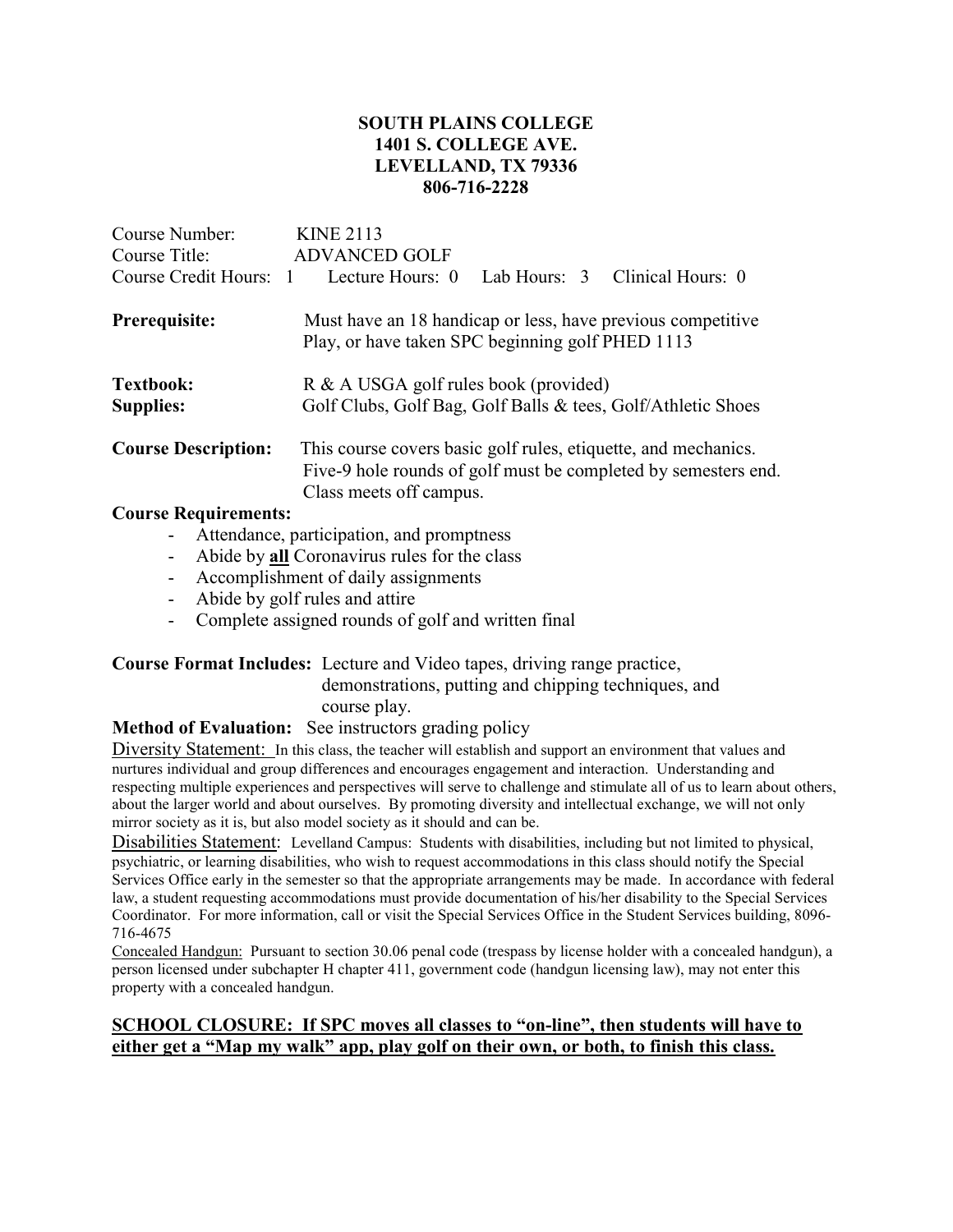**SOUTH PLAINS COLLEGE**
**1401 S. COLLEGE AVE.**
**LEVELLAND, TX 79336**
**806-716-2228**

Course Number: KINE 2113
Course Title: ADVANCED GOLF
Course Credit Hours: 1 Lecture Hours: 0 Lab Hours: 3 Clinical Hours: 0

**Prerequisite:** Must have an 18 handicap or less, have previous competitive Play, or have taken SPC beginning golf PHED 1113

**Textbook:** R & A USGA golf rules book (provided)
**Supplies:** Golf Clubs, Golf Bag, Golf Balls & tees, Golf/Athletic Shoes

**Course Description:** This course covers basic golf rules, etiquette, and mechanics. Five-9 hole rounds of golf must be completed by semesters end. Class meets off campus.

**Course Requirements:**

- Attendance, participation, and promptness
- Abide by **all** Coronavirus rules for the class
- Accomplishment of daily assignments
- Abide by golf rules and attire
- Complete assigned rounds of golf and written final

**Course Format Includes:** Lecture and Video tapes, driving range practice, demonstrations, putting and chipping techniques, and course play.

**Method of Evaluation:** See instructors grading policy

Diversity Statement: In this class, the teacher will establish and support an environment that values and nurtures individual and group differences and encourages engagement and interaction. Understanding and respecting multiple experiences and perspectives will serve to challenge and stimulate all of us to learn about others, about the larger world and about ourselves. By promoting diversity and intellectual exchange, we will not only mirror society as it is, but also model society as it should and can be.

Disabilities Statement: Levelland Campus: Students with disabilities, including but not limited to physical, psychiatric, or learning disabilities, who wish to request accommodations in this class should notify the Special Services Office early in the semester so that the appropriate arrangements may be made. In accordance with federal law, a student requesting accommodations must provide documentation of his/her disability to the Special Services Coordinator. For more information, call or visit the Special Services Office in the Student Services building, 8096-716-4675

Concealed Handgun: Pursuant to section 30.06 penal code (trespass by license holder with a concealed handgun), a person licensed under subchapter H chapter 411, government code (handgun licensing law), may not enter this property with a concealed handgun.

**SCHOOL CLOSURE: If SPC moves all classes to "on-line", then students will have to either get a "Map my walk" app, play golf on their own, or both, to finish this class.**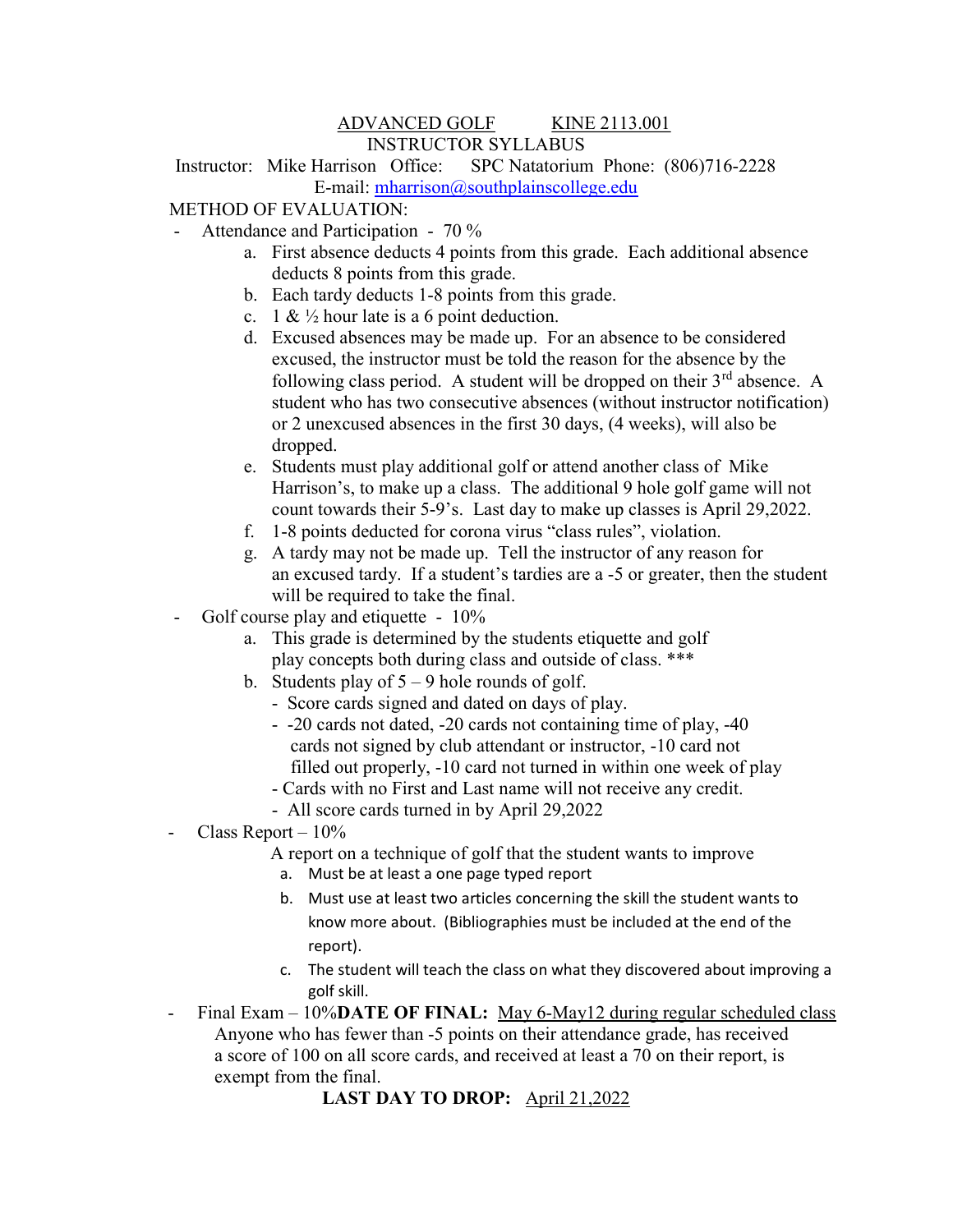# ADVANCED GOLF KINE 2113.001

## INSTRUCTOR SYLLABUS

Instructor: Mike Harrison Office: SPC Natatorium Phone: (806)716-2228

E-mail: mharrison@southplainscollege.edu

METHOD OF EVALUATION:

- Attendance and Participation - 70 %
    a. First absence deducts 4 points from this grade. Each additional absence deducts 8 points from this grade.
    b. Each tardy deducts 1-8 points from this grade.
    c. 1 & ½ hour late is a 6 point deduction.
    d. Excused absences may be made up. For an absence to be considered excused, the instructor must be told the reason for the absence by the following class period. A student will be dropped on their 3rd absence. A student who has two consecutive absences (without instructor notification) or 2 unexcused absences in the first 30 days, (4 weeks), will also be dropped.
    e. Students must play additional golf or attend another class of Mike Harrison's, to make up a class. The additional 9 hole golf game will not count towards their 5-9's. Last day to make up classes is April 29,2022.
    f. 1-8 points deducted for corona virus "class rules", violation.
    g. A tardy may not be made up. Tell the instructor of any reason for an excused tardy. If a student's tardies are a -5 or greater, then the student will be required to take the final.
- Golf course play and etiquette - 10%
    a. This grade is determined by the students etiquette and golf play concepts both during class and outside of class. ***
    b. Students play of 5 – 9 hole rounds of golf.
        - Score cards signed and dated on days of play.
        - -20 cards not dated, -20 cards not containing time of play, -40 cards not signed by club attendant or instructor, -10 card not filled out properly, -10 card not turned in within one week of play
        - Cards with no First and Last name will not receive any credit.
        - All score cards turned in by April 29,2022
- Class Report – 10%

    A report on a technique of golf that the student wants to improve
    a. Must be at least a one page typed report
    b. Must use at least two articles concerning the skill the student wants to know more about. (Bibliographies must be included at the end of the report).
    c. The student will teach the class on what they discovered about improving a golf skill.
- Final Exam – 10% **DATE OF FINAL:** May 6-May12 during regular scheduled class

    Anyone who has fewer than -5 points on their attendance grade, has received a score of 100 on all score cards, and received at least a 70 on their report, is exempt from the final.

**LAST DAY TO DROP:** April 21,2022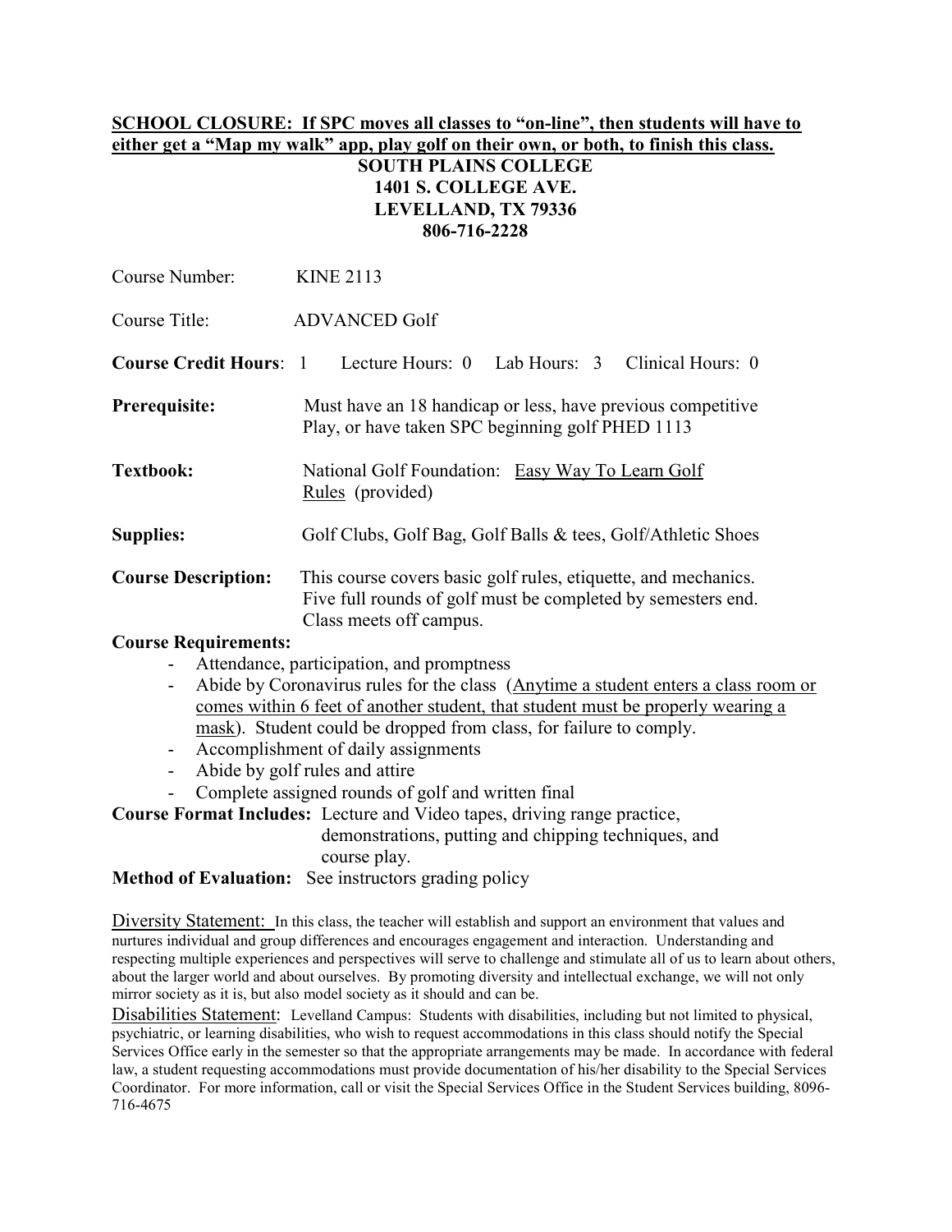**SCHOOL CLOSURE: If SPC moves all classes to "on-line", then students will have to either get a "Map my walk" app, play golf on their own, or both, to finish this class.**

**SOUTH PLAINS COLLEGE**
**1401 S. COLLEGE AVE.**
**LEVELLAND, TX 79336**
**806-716-2228**

Course Number: KINE 2113

Course Title: ADVANCED Golf

**Course Credit Hours**: 1 Lecture Hours: 0 Lab Hours: 3 Clinical Hours: 0

**Prerequisite:** Must have an 18 handicap or less, have previous competitive Play, or have taken SPC beginning golf PHED 1113

**Textbook:** National Golf Foundation: Easy Way To Learn Golf Rules (provided)

**Supplies:** Golf Clubs, Golf Bag, Golf Balls & tees, Golf/Athletic Shoes

**Course Description:** This course covers basic golf rules, etiquette, and mechanics. Five full rounds of golf must be completed by semesters end. Class meets off campus.

**Course Requirements:**

- Attendance, participation, and promptness
- Abide by Coronavirus rules for the class (Anytime a student enters a class room or comes within 6 feet of another student, that student must be properly wearing a mask). Student could be dropped from class, for failure to comply.
- Accomplishment of daily assignments
- Abide by golf rules and attire
- Complete assigned rounds of golf and written final

**Course Format Includes:** Lecture and Video tapes, driving range practice, demonstrations, putting and chipping techniques, and course play.

**Method of Evaluation:** See instructors grading policy

Diversity Statement: In this class, the teacher will establish and support an environment that values and nurtures individual and group differences and encourages engagement and interaction. Understanding and respecting multiple experiences and perspectives will serve to challenge and stimulate all of us to learn about others, about the larger world and about ourselves. By promoting diversity and intellectual exchange, we will not only mirror society as it is, but also model society as it should and can be.

Disabilities Statement: Levelland Campus: Students with disabilities, including but not limited to physical, psychiatric, or learning disabilities, who wish to request accommodations in this class should notify the Special Services Office early in the semester so that the appropriate arrangements may be made. In accordance with federal law, a student requesting accommodations must provide documentation of his/her disability to the Special Services Coordinator. For more information, call or visit the Special Services Office in the Student Services building, 8096-716-4675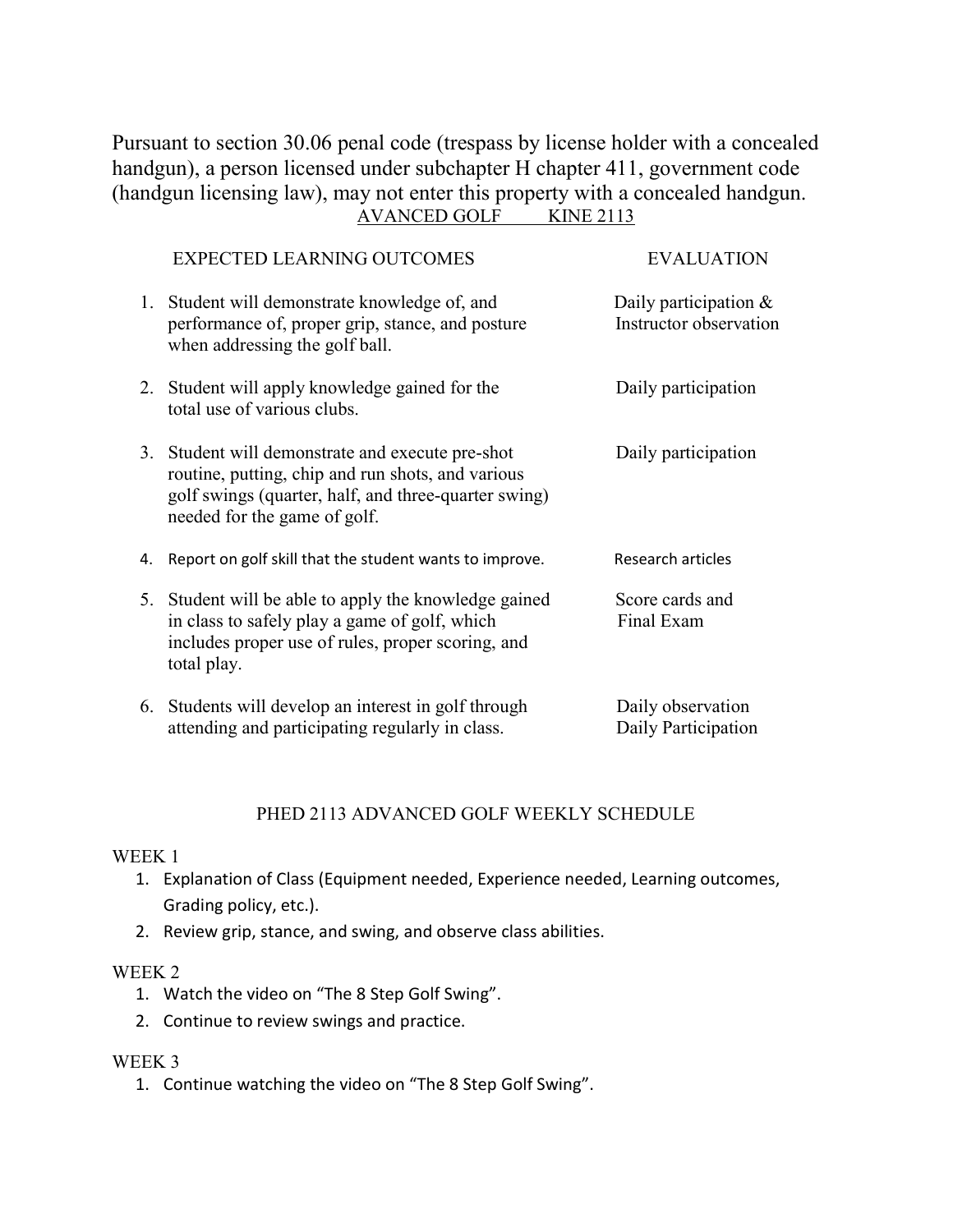Pursuant to section 30.06 penal code (trespass by license holder with a concealed handgun), a person licensed under subchapter H chapter 411, government code (handgun licensing law), may not enter this property with a concealed handgun.

AVANCED GOLF KINE 2113

| EXPECTED LEARNING OUTCOMES | EVALUATION |
|---|---|
| 1. Student will demonstrate knowledge of, and performance of, proper grip, stance, and posture when addressing the golf ball. | Daily participation & Instructor observation |
| 2. Student will apply knowledge gained for the total use of various clubs. | Daily participation |
| 3. Student will demonstrate and execute pre-shot routine, putting, chip and run shots, and various golf swings (quarter, half, and three-quarter swing) needed for the game of golf. | Daily participation |
| 4. Report on golf skill that the student wants to improve. | Research articles |
| 5. Student will be able to apply the knowledge gained in class to safely play a game of golf, which includes proper use of rules, proper scoring, and total play. | Score cards and Final Exam |
| 6. Students will develop an interest in golf through attending and participating regularly in class. | Daily observation Daily Participation |

PHED 2113 ADVANCED GOLF WEEKLY SCHEDULE

WEEK 1

1. Explanation of Class (Equipment needed, Experience needed, Learning outcomes, Grading policy, etc.).
2. Review grip, stance, and swing, and observe class abilities.

WEEK 2

1. Watch the video on "The 8 Step Golf Swing".
2. Continue to review swings and practice.

WEEK 3

1. Continue watching the video on "The 8 Step Golf Swing".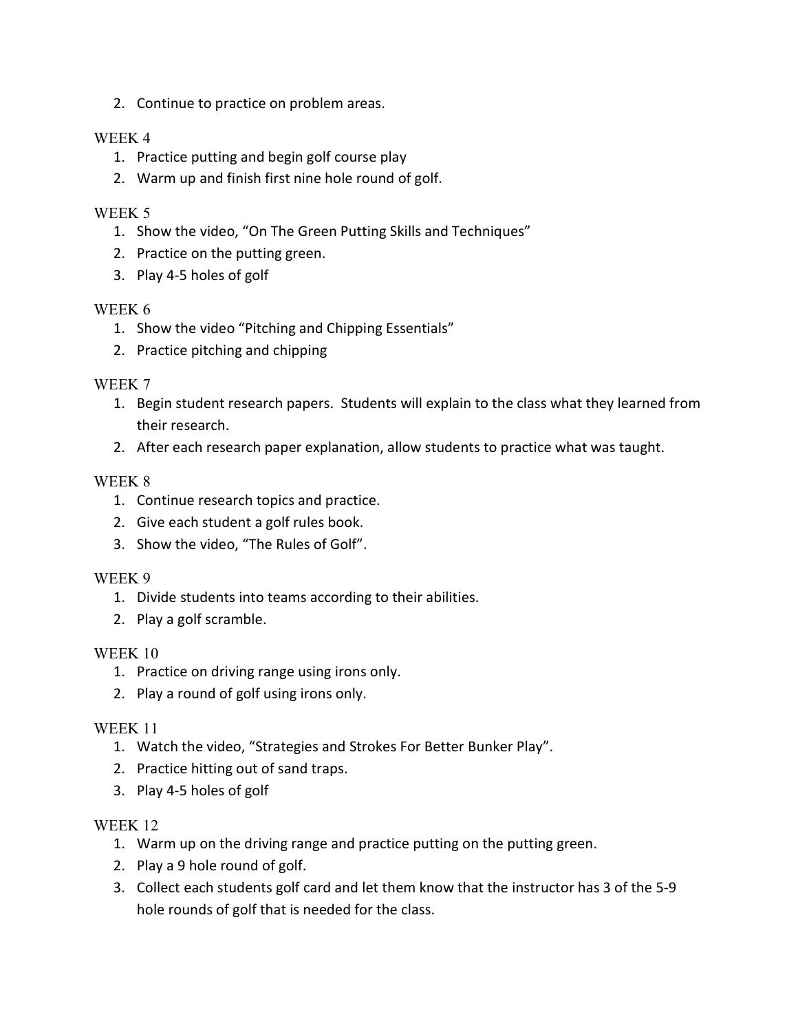2. Continue to practice on problem areas.

WEEK 4

1. Practice putting and begin golf course play
2. Warm up and finish first nine hole round of golf.

WEEK 5

1. Show the video, "On The Green Putting Skills and Techniques"
2. Practice on the putting green.
3. Play 4-5 holes of golf

WEEK 6

1. Show the video "Pitching and Chipping Essentials"
2. Practice pitching and chipping

WEEK 7

1. Begin student research papers. Students will explain to the class what they learned from their research.
2. After each research paper explanation, allow students to practice what was taught.

WEEK 8

1. Continue research topics and practice.
2. Give each student a golf rules book.
3. Show the video, "The Rules of Golf".

WEEK 9

1. Divide students into teams according to their abilities.
2. Play a golf scramble.

WEEK 10

1. Practice on driving range using irons only.
2. Play a round of golf using irons only.

WEEK 11

1. Watch the video, "Strategies and Strokes For Better Bunker Play".
2. Practice hitting out of sand traps.
3. Play 4-5 holes of golf

WEEK 12

1. Warm up on the driving range and practice putting on the putting green.
2. Play a 9 hole round of golf.
3. Collect each students golf card and let them know that the instructor has 3 of the 5-9 hole rounds of golf that is needed for the class.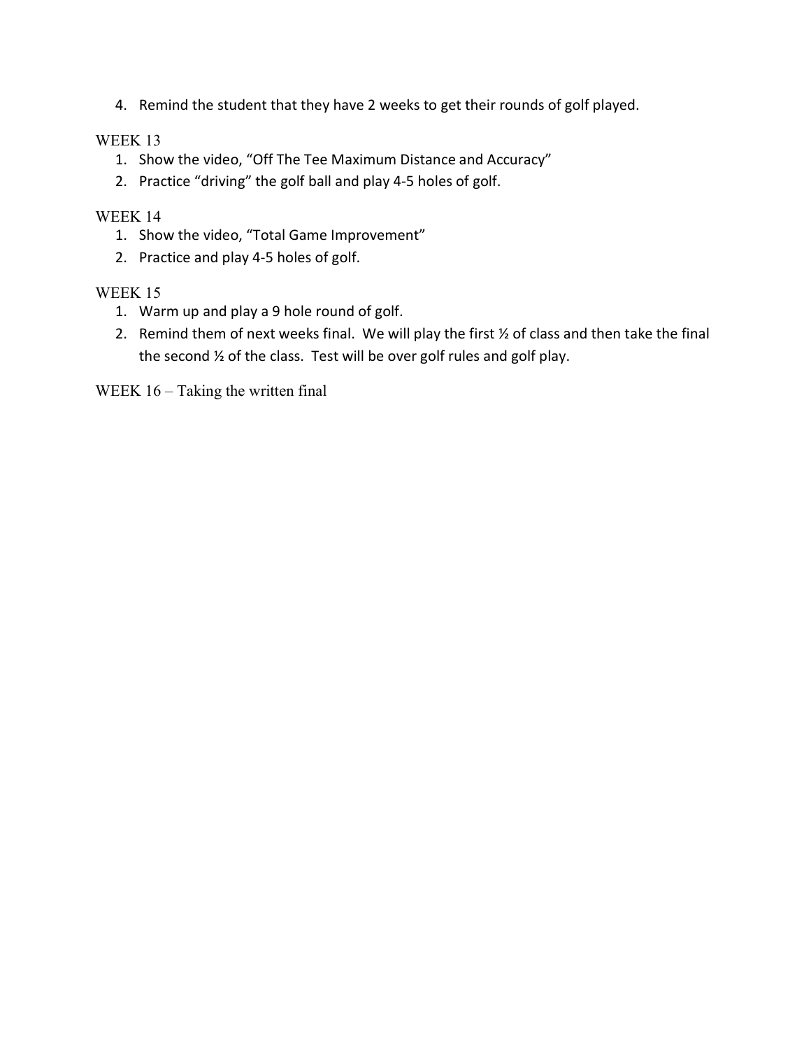4. Remind the student that they have 2 weeks to get their rounds of golf played.

WEEK 13

1. Show the video, "Off The Tee Maximum Distance and Accuracy"
2. Practice "driving" the golf ball and play 4-5 holes of golf.

WEEK 14

1. Show the video, "Total Game Improvement"
2. Practice and play 4-5 holes of golf.

WEEK 15

1. Warm up and play a 9 hole round of golf.
2. Remind them of next weeks final. We will play the first ½ of class and then take the final the second ½ of the class. Test will be over golf rules and golf play.

WEEK 16 – Taking the written final